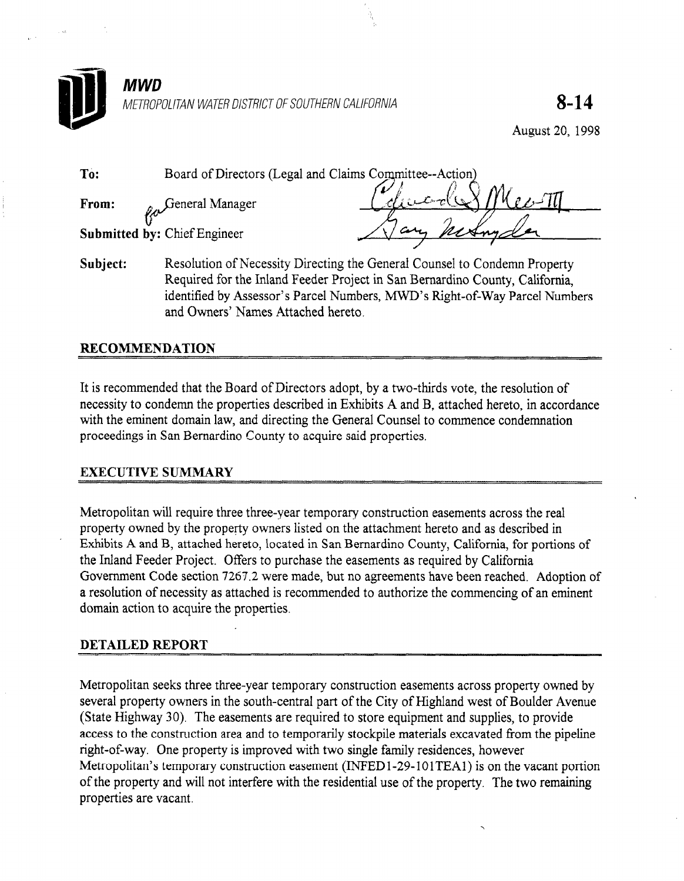# MWD

METROPOLITAN WATER DISTRICT OF SOUTHERN CALIFORNIA

**8-14**

August 20, 1998

**To:** Board of Directors (Legal and Claims Committee--Action)

**From:** General Manager

**Submitted by:** Chief Engineer

**Subject:** Resolution of Necessity Directing the General Counsel to Condemn Property Required for the Inland Feeder Project in San Bernardino County, California, identified by Assessor's Parcel Numbers, MWD's Right-of-Way Parcel Numbers and Owners' Names Attached hereto.

## RECOMMENDATION

It is recommended that the Board of Directors adopt, by a two-thirds vote, the resolution of necessity to condemn the properties described in Exhibits A and B, attached hereto, in accordance with the eminent domain law, and directing the General Counsel to commence condemnation proceedings in San Bernardino County to acquire said properties.

## EXECUTIVE SUMMARY

Metropolitan will require three three-year temporary construction easements across the real property owned by the property owners listed on the attachment hereto and as described in Exhibits A and B, attached hereto, located in San Bernardino County, California, for portions of the Inland Feeder Project. Offers to purchase the easements as required by California Government Code section 7267.2 were made, but no agreements have been reached. Adoption of a resolution of necessity as attached is recommended to authorize the commencing of an eminent domain action to acquire the properties.

## DETAILED REPORT

Metropolitan seeks three three-year temporary construction easements across property owned by several property owners in the south-central part of the City of Highland west of Boulder Avenue (State Highway 30). The easements are required to store equipment and supplies, to provide access to the construction area and to temporarily stockpile materials excavated from the pipeline right-of-way. One property is improved with two single family residences, however Metropolitan's temporary construction easement (INFED1-29-101TEA1) is on the vacant portion of the property and will not interfere with the residential use of the property. The two remaining properties are vacant.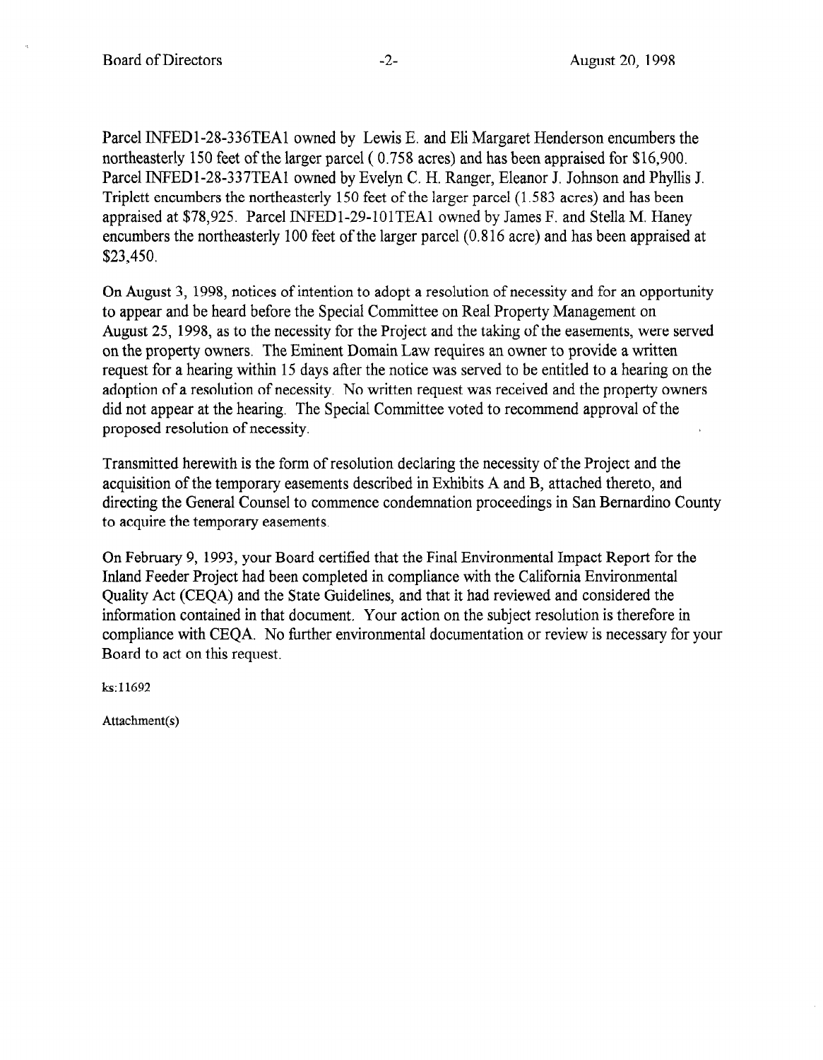Parcel INFED1-28-336TEA1 owned by Lewis E. and Eli Margaret Henderson encumbers the northeasterly 150 feet of the larger parcel ( 0.758 acres) and has been appraised for $16,900. Parcel INFED1-28-337TEA1 owned by Evelyn C. H. Ranger, Eleanor J. Johnson and Phyllis J. Triplett encumbers the northeasterly 150 feet of the larger parcel (1.583 acres) and has been appraised at $78,925. Parcel INFED1-29-101TEA1 owned by James F. and Stella M. Haney encumbers the northeasterly 100 feet of the larger parcel (0.816 acre) and has been appraised at $23,450.

On August 3, 1998, notices of intention to adopt a resolution of necessity and for an opportunity to appear and be heard before the Special Committee on Real Property Management on August 25, 1998, as to the necessity for the Project and the taking of the easements, were served on the property owners. The Eminent Domain Law requires an owner to provide a written request for a hearing within 15 days after the notice was served to be entitled to a hearing on the adoption of a resolution of necessity. No written request was received and the property owners did not appear at the hearing. The Special Committee voted to recommend approval of the proposed resolution of necessity.

Transmitted herewith is the form of resolution declaring the necessity of the Project and the acquisition of the temporary easements described in Exhibits A and B, attached thereto, and directing the General Counsel to commence condemnation proceedings in San Bernardino County to acquire the temporary easements.

On February 9, 1993, your Board certified that the Final Environmental Impact Report for the Inland Feeder Project had been completed in compliance with the California Environmental Quality Act (CEQA) and the State Guidelines, and that it had reviewed and considered the information contained in that document. Your action on the subject resolution is therefore in compliance with CEQA. No further environmental documentation or review is necessary for your Board to act on this request.

ks:11692

Attachment(s)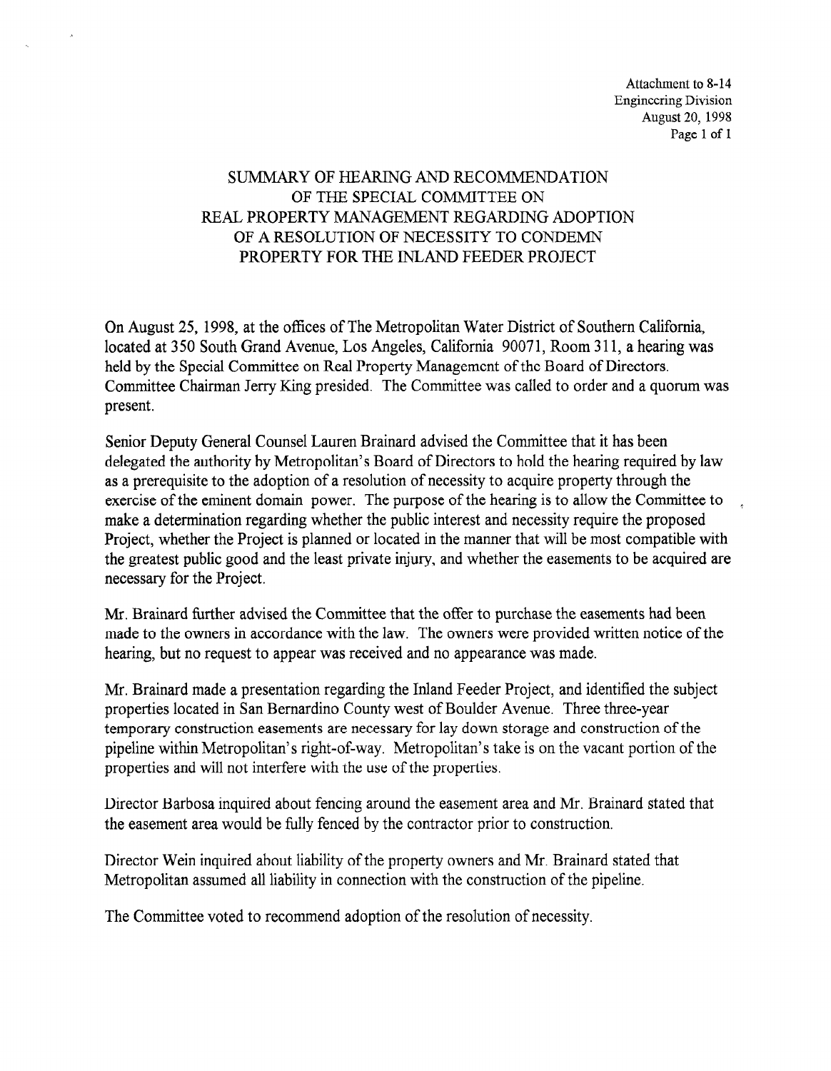Attachment to 8-14
Engineering Division
August 20, 1998

# SUMMARY OF HEARING AND RECOMMENDATION OF THE SPECIAL COMMITTEE ON REAL PROPERTY MANAGEMENT REGARDING ADOPTION OF A RESOLUTION OF NECESSITY TO CONDEMN PROPERTY FOR THE INLAND FEEDER PROJECT

On August 25, 1998, at the offices of The Metropolitan Water District of Southern California, located at 350 South Grand Avenue, Los Angeles, California 90071, Room 311, a hearing was held by the Special Committee on Real Property Management of the Board of Directors. Committee Chairman Jerry King presided. The Committee was called to order and a quorum was present.

Senior Deputy General Counsel Lauren Brainard advised the Committee that it has been delegated the authority by Metropolitan's Board of Directors to hold the hearing required by law as a prerequisite to the adoption of a resolution of necessity to acquire property through the exercise of the eminent domain power. The purpose of the hearing is to allow the Committee to make a determination regarding whether the public interest and necessity require the proposed Project, whether the Project is planned or located in the manner that will be most compatible with the greatest public good and the least private injury, and whether the easements to be acquired are necessary for the Project.

Mr. Brainard further advised the Committee that the offer to purchase the easements had been made to the owners in accordance with the law. The owners were provided written notice of the hearing, but no request to appear was received and no appearance was made.

Mr. Brainard made a presentation regarding the Inland Feeder Project, and identified the subject properties located in San Bernardino County west of Boulder Avenue. Three three-year temporary construction easements are necessary for lay down storage and construction of the pipeline within Metropolitan's right-of-way. Metropolitan's take is on the vacant portion of the properties and will not interfere with the use of the properties.

Director Barbosa inquired about fencing around the easement area and Mr. Brainard stated that the easement area would be fully fenced by the contractor prior to construction.

Director Wein inquired about liability of the property owners and Mr. Brainard stated that Metropolitan assumed all liability in connection with the construction of the pipeline.

The Committee voted to recommend adoption of the resolution of necessity.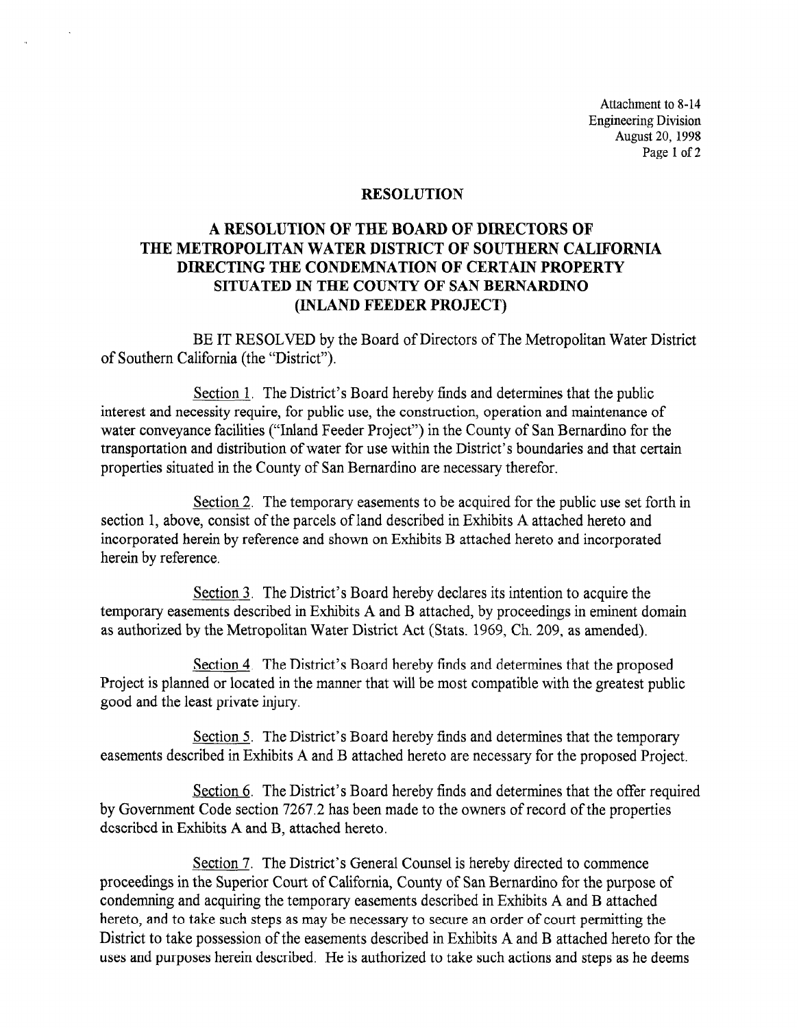Attachment to 8-14
Engineering Division
August 20, 1998

## RESOLUTION

## A RESOLUTION OF THE BOARD OF DIRECTORS OF THE METROPOLITAN WATER DISTRICT OF SOUTHERN CALIFORNIA DIRECTING THE CONDEMNATION OF CERTAIN PROPERTY SITUATED IN THE COUNTY OF SAN BERNARDINO (INLAND FEEDER PROJECT)

BE IT RESOLVED by the Board of Directors of The Metropolitan Water District of Southern California (the "District").

Section 1. The District's Board hereby finds and determines that the public interest and necessity require, for public use, the construction, operation and maintenance of water conveyance facilities ("Inland Feeder Project") in the County of San Bernardino for the transportation and distribution of water for use within the District's boundaries and that certain properties situated in the County of San Bernardino are necessary therefor.

Section 2. The temporary easements to be acquired for the public use set forth in section 1, above, consist of the parcels of land described in Exhibits A attached hereto and incorporated herein by reference and shown on Exhibits B attached hereto and incorporated herein by reference.

Section 3. The District's Board hereby declares its intention to acquire the temporary easements described in Exhibits A and B attached, by proceedings in eminent domain as authorized by the Metropolitan Water District Act (Stats. 1969, Ch. 209, as amended).

Section 4. The District's Board hereby finds and determines that the proposed Project is planned or located in the manner that will be most compatible with the greatest public good and the least private injury.

Section 5. The District's Board hereby finds and determines that the temporary easements described in Exhibits A and B attached hereto are necessary for the proposed Project.

Section 6. The District's Board hereby finds and determines that the offer required by Government Code section 7267.2 has been made to the owners of record of the properties described in Exhibits A and B, attached hereto.

Section 7. The District's General Counsel is hereby directed to commence proceedings in the Superior Court of California, County of San Bernardino for the purpose of condemning and acquiring the temporary easements described in Exhibits A and B attached hereto, and to take such steps as may be necessary to secure an order of court permitting the District to take possession of the easements described in Exhibits A and B attached hereto for the uses and purposes herein described. He is authorized to take such actions and steps as he deems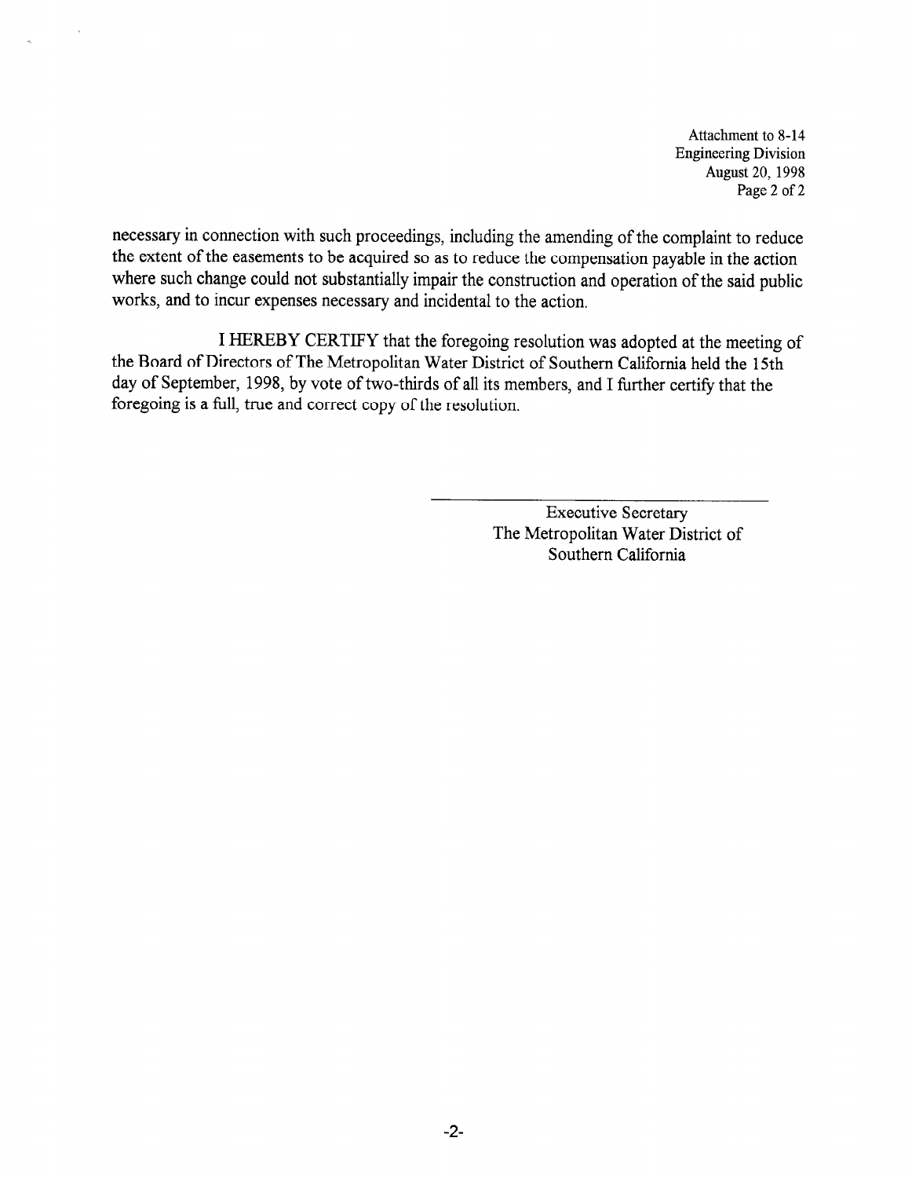Attachment to 8-14
Engineering Division
August 20, 1998

necessary in connection with such proceedings, including the amending of the complaint to reduce the extent of the easements to be acquired so as to reduce the compensation payable in the action where such change could not substantially impair the construction and operation of the said public works, and to incur expenses necessary and incidental to the action.

I HEREBY CERTIFY that the foregoing resolution was adopted at the meeting of the Board of Directors of The Metropolitan Water District of Southern California held the 15th day of September, 1998, by vote of two-thirds of all its members, and I further certify that the foregoing is a full, true and correct copy of the resolution.

Executive Secretary
The Metropolitan Water District of
Southern California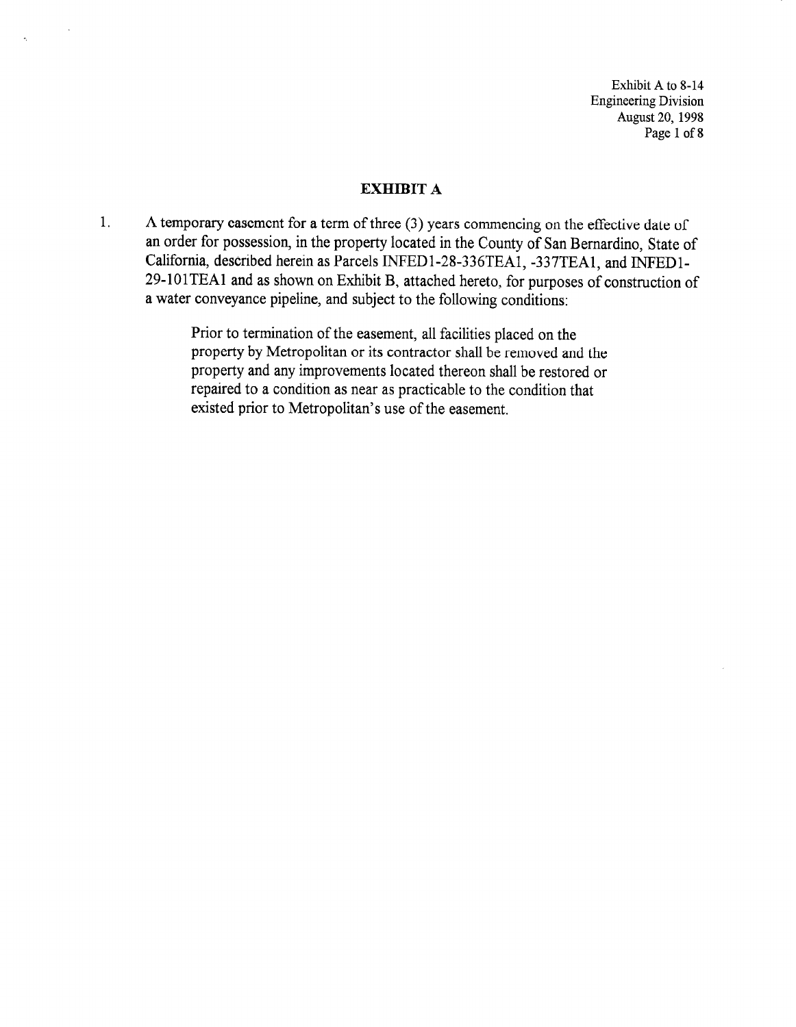Exhibit A to 8-14
Engineering Division
August 20, 1998

# EXHIBIT A

1. A temporary easement for a term of three (3) years commencing on the effective date of an order for possession, in the property located in the County of San Bernardino, State of California, described herein as Parcels INFED1-28-336TEA1, -337TEA1, and INFED1-29-101TEA1 and as shown on Exhibit B, attached hereto, for purposes of construction of a water conveyance pipeline, and subject to the following conditions:

   Prior to termination of the easement, all facilities placed on the property by Metropolitan or its contractor shall be removed and the property and any improvements located thereon shall be restored or repaired to a condition as near as practicable to the condition that existed prior to Metropolitan's use of the easement.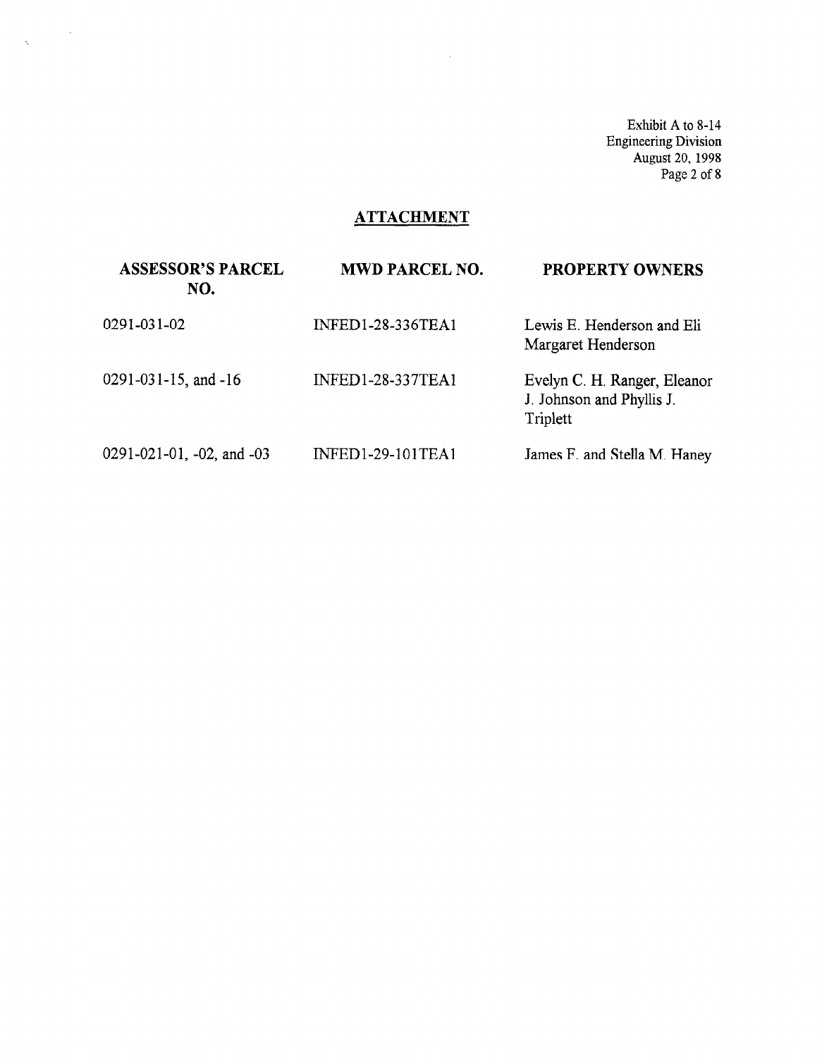Exhibit A to 8-14
Engineering Division
August 20, 1998

## ATTACHMENT

| ASSESSOR'S PARCEL NO. | MWD PARCEL NO. | PROPERTY OWNERS |
|---|---|---|
| 0291-031-02 | INFED1-28-336TEA1 | Lewis E. Henderson and Eli Margaret Henderson |
| 0291-031-15, and -16 | INFED1-28-337TEA1 | Evelyn C. H. Ranger, Eleanor J. Johnson and Phyllis J. Triplett |
| 0291-021-01, -02, and -03 | INFED1-29-101TEA1 | James F. and Stella M. Haney |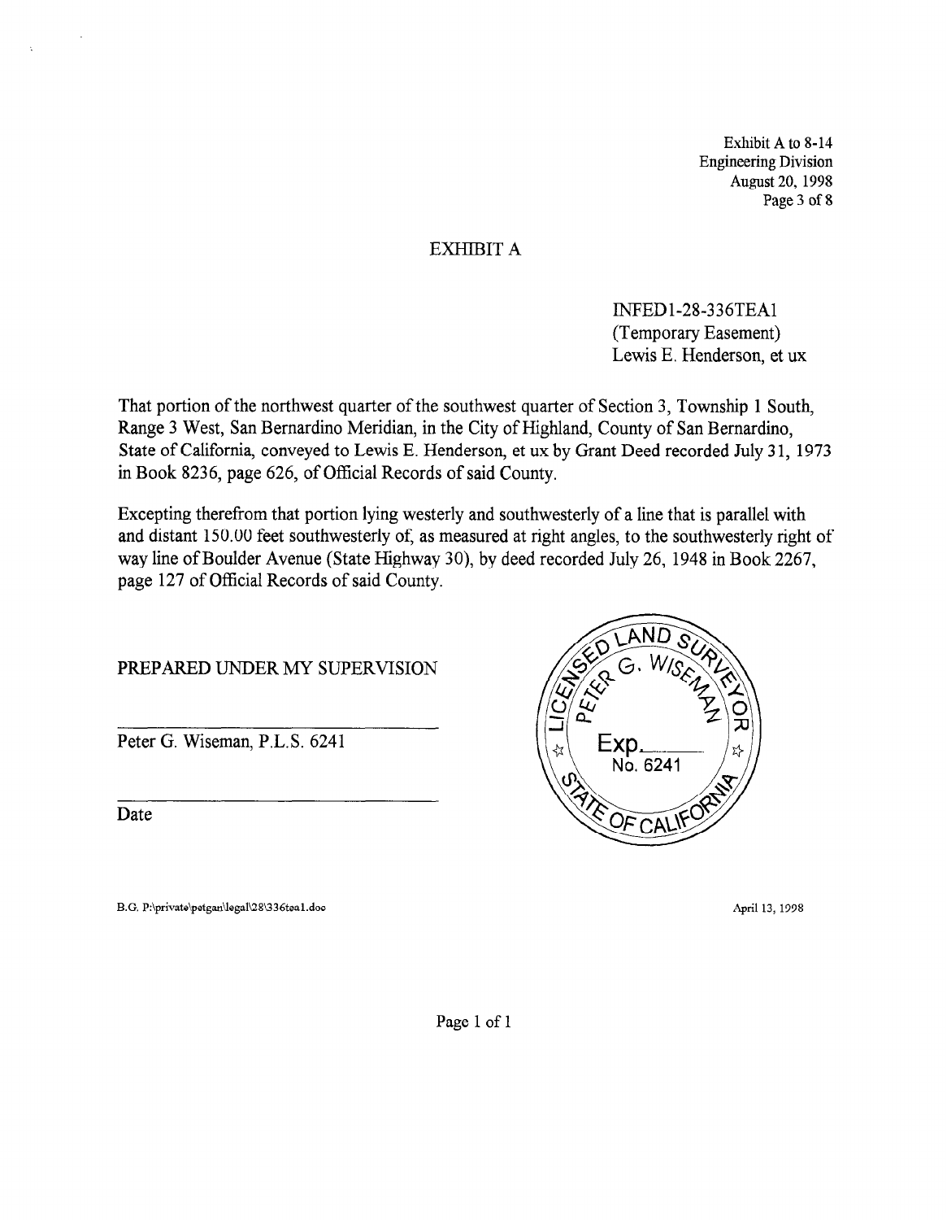Exhibit A to 8-14
Engineering Division
August 20, 1998
Page 3 of 8

# EXHIBIT A

INFED1-28-336TEA1
(Temporary Easement)
Lewis E. Henderson, et ux

That portion of the northwest quarter of the southwest quarter of Section 3, Township 1 South, Range 3 West, San Bernardino Meridian, in the City of Highland, County of San Bernardino, State of California, conveyed to Lewis E. Henderson, et ux by Grant Deed recorded July 31, 1973 in Book 8236, page 626, of Official Records of said County.

Excepting therefrom that portion lying westerly and southwesterly of a line that is parallel with and distant 150.00 feet southwesterly of, as measured at right angles, to the southwesterly right of way line of Boulder Avenue (State Highway 30), by deed recorded July 26, 1948 in Book 2267, page 127 of Official Records of said County.

PREPARED UNDER MY SUPERVISION

\_\_\_\_\_\_\_\_\_\_\_\_\_\_\_\_\_\_\_\_\_\_\_\_\_\_\_\_\_\_

Peter G. Wiseman, P.L.S. 6241

\_\_\_\_\_\_\_\_\_\_\_\_\_\_\_\_\_\_\_\_\_\_\_\_\_\_\_\_\_\_

Date

LICENSED LAND SURVEYOR
PETER G. WISEMAN
Exp.\_\_\_\_\_\_
No. 6241
STATE OF CALIFORNIA

B.G. P:\private\petgan\legal\28\336tea1.doc

April 13, 1998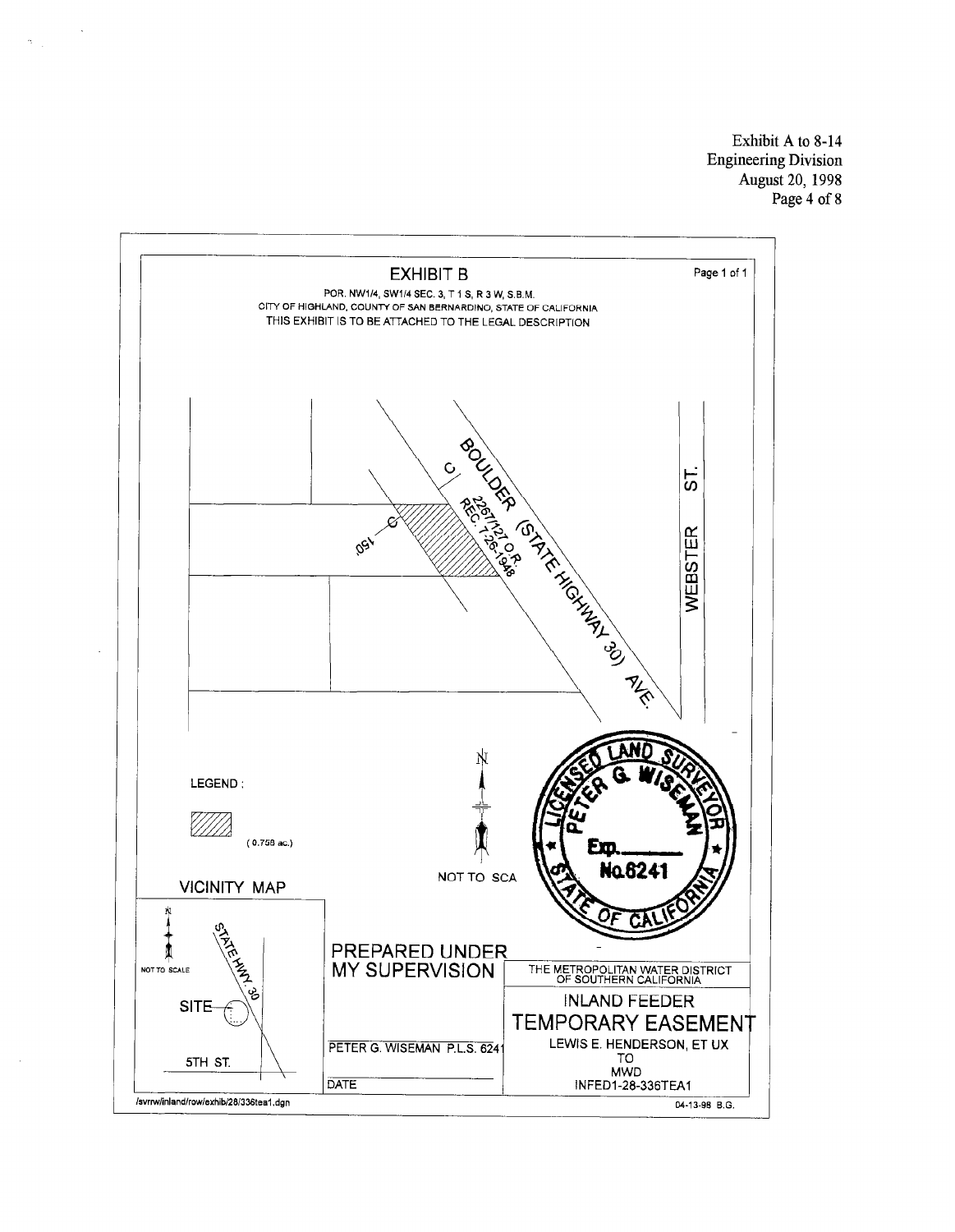Exhibit A to 8-14
Engineering Division
August 20, 1998

# EXHIBIT B

POR. NW1/4, SW1/4 SEC. 3, T 1 S, R 3 W, S.B.M.
CITY OF HIGHLAND, COUNTY OF SAN BERNARDINO, STATE OF CALIFORNIA
THIS EXHIBIT IS TO BE ATTACHED TO THE LEGAL DESCRIPTION

BOULDER (STATE HIGHWAY 30) AVE.

2267/127 O.R. REC. 7-26-1948

150'

WEBSTER ST.

LEGEND :

(0.758 ac.)

NOT TO SCA

LICENSED LAND SURVEYOR
PETER G. WISEMAN
Exp. ______
No. 6241
STATE OF CALIFORNIA

VICINITY MAP

NOT TO SCALE

SITE

STATE HWY. 30

5TH ST.

PREPARED UNDER MY SUPERVISION

PETER G. WISEMAN P.L.S. 6241

DATE

THE METROPOLITAN WATER DISTRICT OF SOUTHERN CALIFORNIA

INLAND FEEDER

TEMPORARY EASEMENT

LEWIS E. HENDERSON, ET UX
TO
MWD
INFED1-28-336TEA1

/svrrw/inland/row/exhib/28/336tea1.dgn

04-13-98 B.G.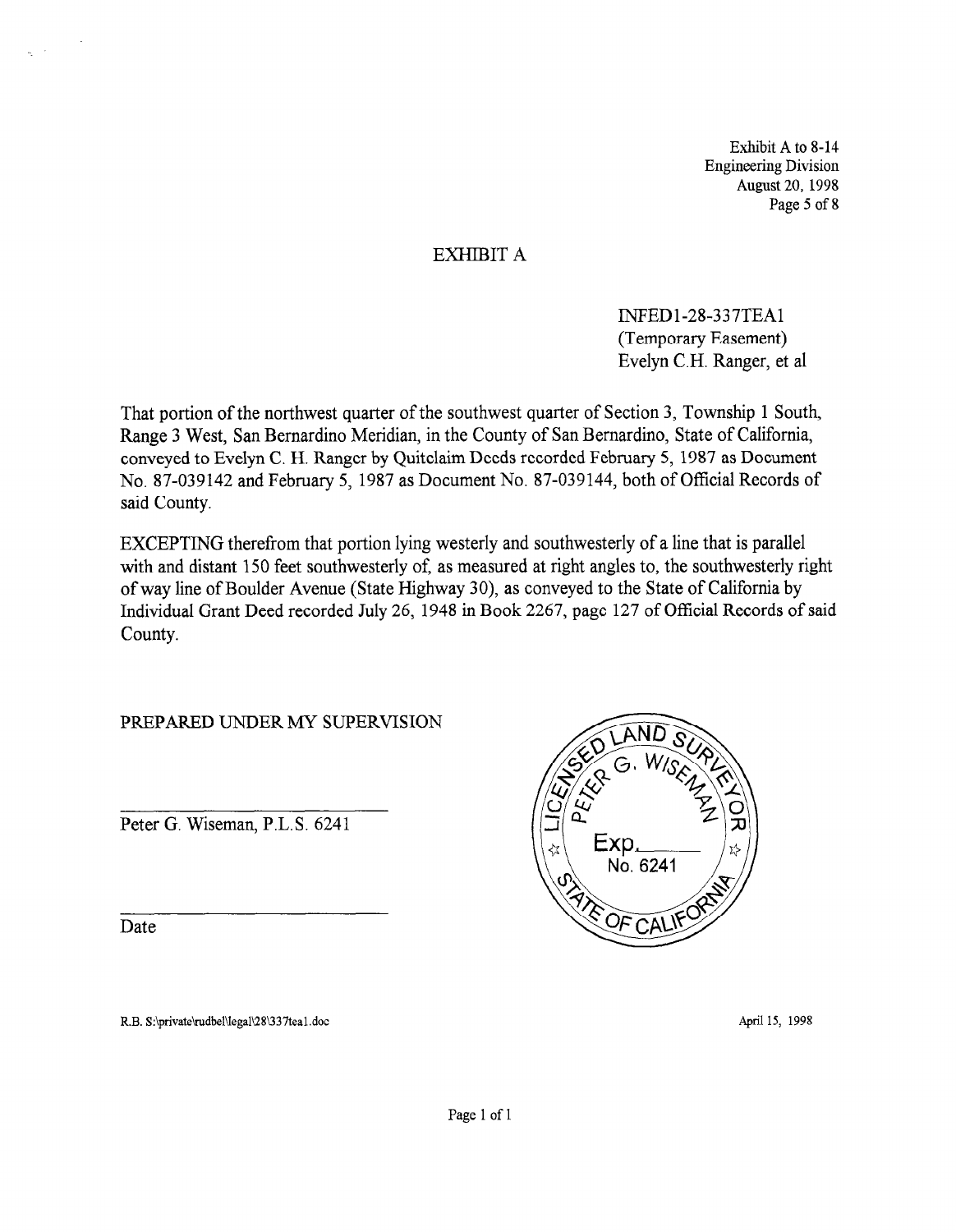Exhibit A to 8-14
Engineering Division
August 20, 1998
Page 5 of 8

# EXHIBIT A

INFED1-28-337TEA1
(Temporary Easement)
Evelyn C.H. Ranger, et al

That portion of the northwest quarter of the southwest quarter of Section 3, Township 1 South, Range 3 West, San Bernardino Meridian, in the County of San Bernardino, State of California, conveyed to Evelyn C. H. Ranger by Quitclaim Deeds recorded February 5, 1987 as Document No. 87-039142 and February 5, 1987 as Document No. 87-039144, both of Official Records of said County.

EXCEPTING therefrom that portion lying westerly and southwesterly of a line that is parallel with and distant 150 feet southwesterly of, as measured at right angles to, the southwesterly right of way line of Boulder Avenue (State Highway 30), as conveyed to the State of California by Individual Grant Deed recorded July 26, 1948 in Book 2267, page 127 of Official Records of said County.

PREPARED UNDER MY SUPERVISION

______________________
Peter G. Wiseman, P.L.S. 6241

______________________
Date

LICENSED LAND SURVEYOR
PETER G. WISEMAN
Exp.______
No. 6241
STATE OF CALIFORNIA

R.B. S:\private\rudbel\legal\28\337tea1.doc

April 15, 1998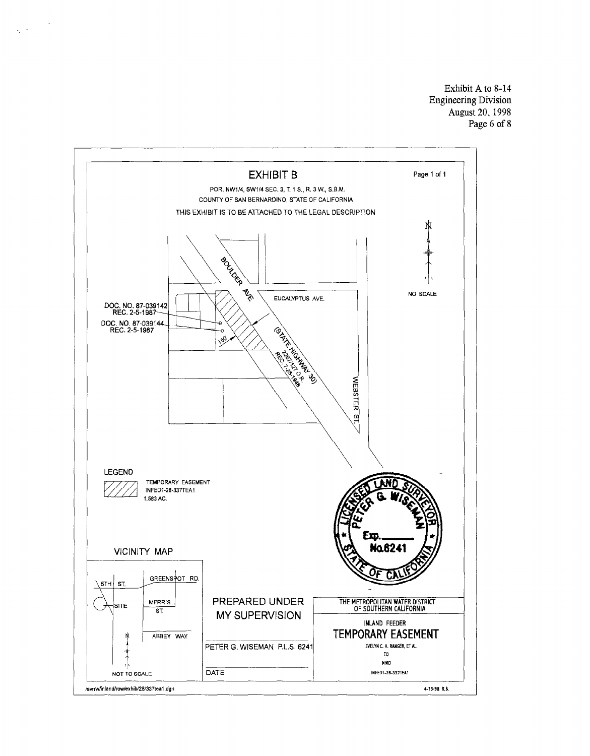Exhibit A to 8-14
Engineering Division
August 20, 1998
Page 6 of 8

# EXHIBIT B

Page 1 of 1

POR. NW1/4, SW1/4 SEC. 3, T. 1 S., R. 3 W., S.B.M.
COUNTY OF SAN BERNARDINO, STATE OF CALIFORNIA

THIS EXHIBIT IS TO BE ATTACHED TO THE LEGAL DESCRIPTION

N

NO SCALE

BOULDER AVE

EUCALYPTUS AVE.

DOC. NO. 87-039142
REC. 2-5-1987

DOC. NO. 87-039144
REC. 2-5-1987

150'

(STATE HIGHWAY 30)
2267/127 O.R.
REC. 7-28-1948

WEBSTER ST.

LEGEND

TEMPORARY EASEMENT
INFED1-28-337TEA1
1.583 AC.

LICENSED LAND SURVEYOR
PETER G. WISEMAN
Exp. ______
No. 6241
STATE OF CALIFORNIA

VICINITY MAP

5TH ST.

GREENSPOT RD.

SITE

MERRIS ST.

ABBEY WAY

NOT TO SCALE

PREPARED UNDER MY SUPERVISION

PETER G. WISEMAN P.L.S. 6241

DATE

THE METROPOLITAN WATER DISTRICT OF SOUTHERN CALIFORNIA

INLAND FEEDER

TEMPORARY EASEMENT

EVELYN C. H. RANGER, ET AL
TO
MWD

INFED1-28-337TEA1

/svrrw/inland/row/exhib/28/337tea1.dgn

4-15-98 R.B.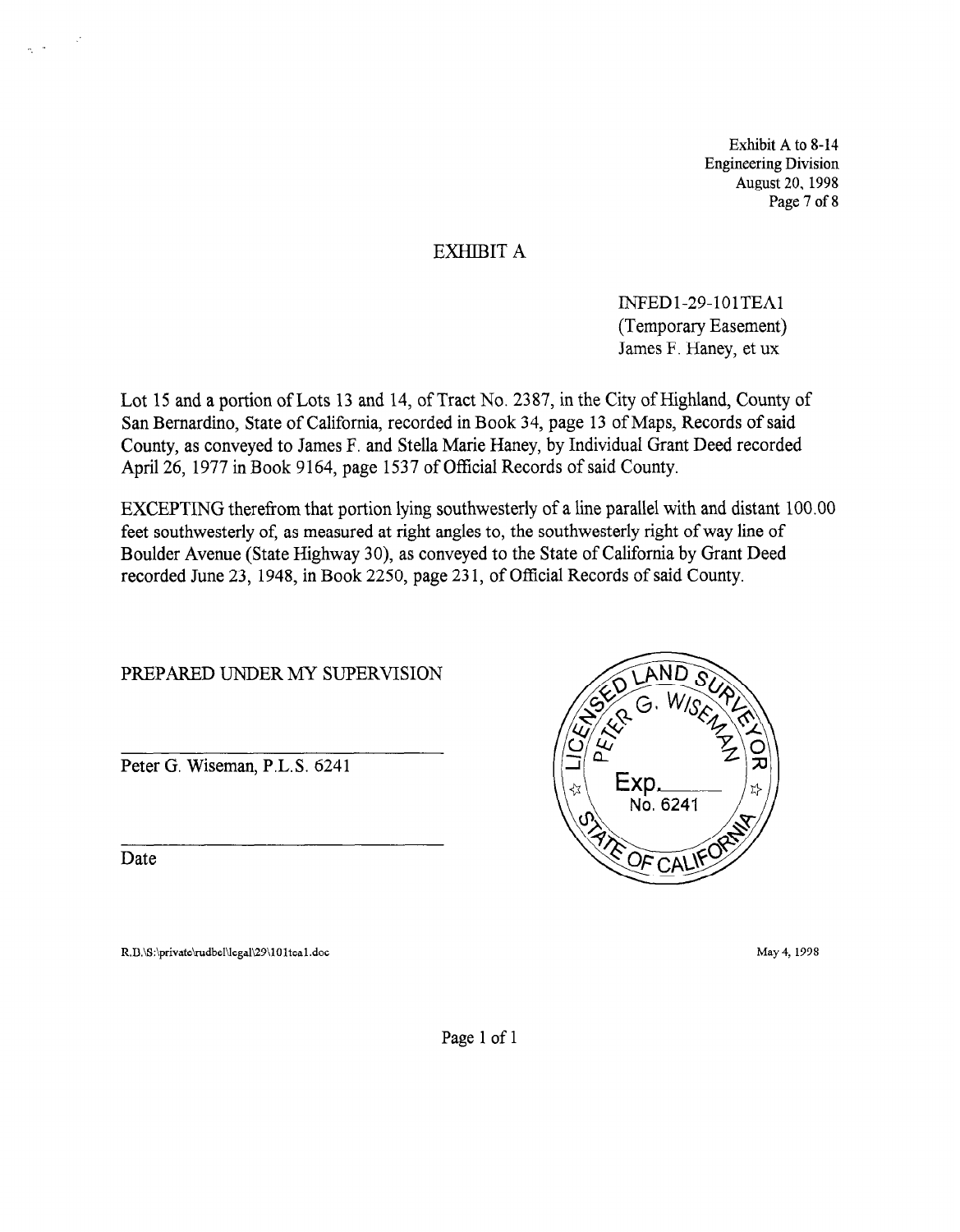Exhibit A to 8-14
Engineering Division
August 20, 1998
Page 7 of 8

# EXHIBIT A

INFED1-29-101TEA1
(Temporary Easement)
James F. Haney, et ux

Lot 15 and a portion of Lots 13 and 14, of Tract No. 2387, in the City of Highland, County of San Bernardino, State of California, recorded in Book 34, page 13 of Maps, Records of said County, as conveyed to James F. and Stella Marie Haney, by Individual Grant Deed recorded April 26, 1977 in Book 9164, page 1537 of Official Records of said County.

EXCEPTING therefrom that portion lying southwesterly of a line parallel with and distant 100.00 feet southwesterly of, as measured at right angles to, the southwesterly right of way line of Boulder Avenue (State Highway 30), as conveyed to the State of California by Grant Deed recorded June 23, 1948, in Book 2250, page 231, of Official Records of said County.

PREPARED UNDER MY SUPERVISION

Peter G. Wiseman, P.L.S. 6241

Date

LICENSED LAND SURVEYOR
PETER G. WISEMAN
Exp.
No. 6241
STATE OF CALIFORNIA

R.D.\S:\private\rudbel\legal\29\101tea1.doc

May 4, 1998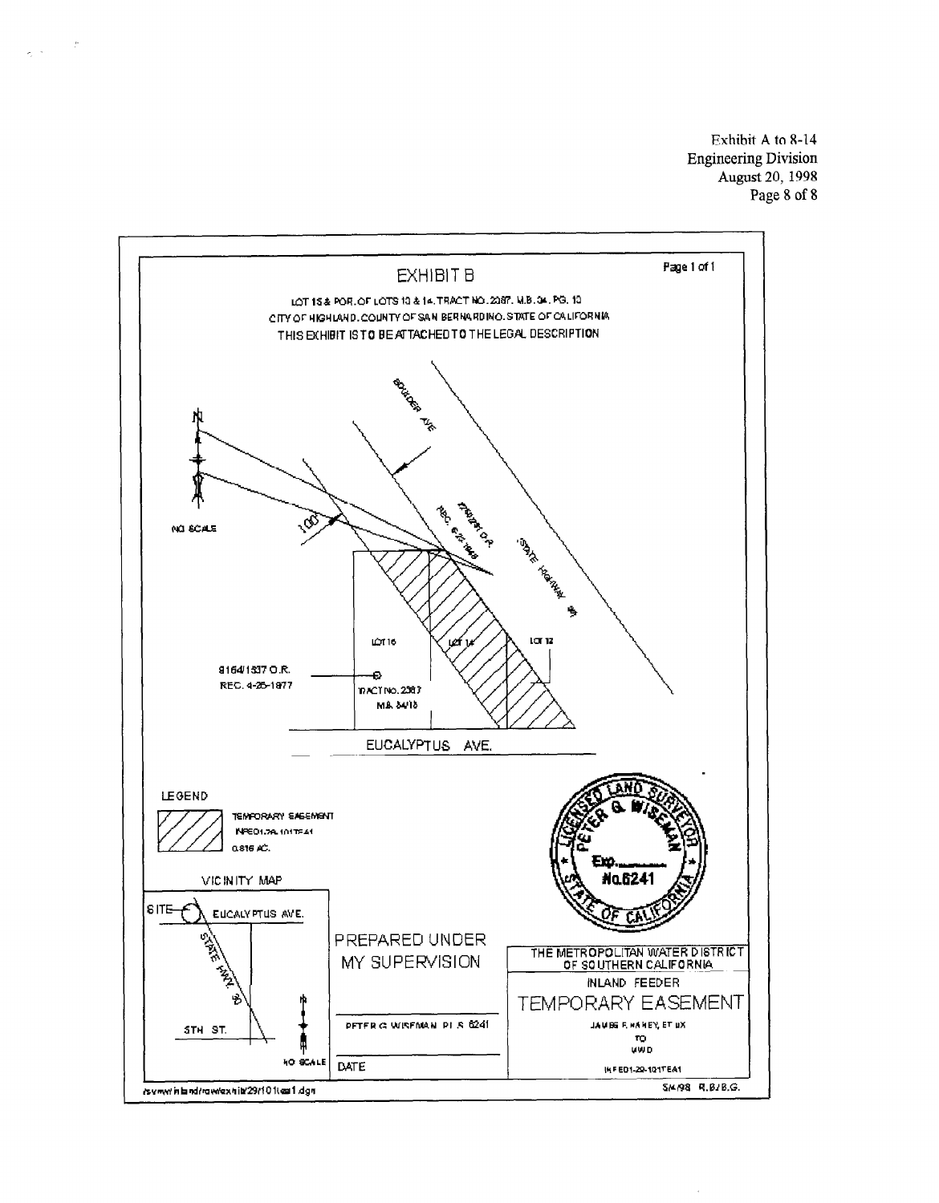Exhibit A to 8-14
Engineering Division
August 20, 1998

# EXHIBIT B

Page 1 of 1

LOT 15 & POR. OF LOTS 13 & 14, TRACT NO. 2387, M.B. 34, PG. 13
CITY OF HIGHLAND, COUNTY OF SAN BERNARDINO, STATE OF CALIFORNIA
THIS EXHIBIT IS TO BE ATTACHED TO THE LEGAL DESCRIPTION

N

NO SCALE

BOULDER AVE

100'

2760/281 O.R.
REC. 6-25-1948

STATE HIGHWAY 30

LOT 15

LOT 14

LOT 13

9164/1537 O.R.
REC. 4-25-1977

TRACT NO. 2387
M.B. 34/13

EUCALYPTUS AVE.

LEGEND

TEMPORARY EASEMENT
INFED1-29-101TEA1
0.816 AC.

VICINITY MAP

SITE
EUCALYPTUS AVE.
STATE HWY. 30
5TH ST.
NO SCALE

LICENSED LAND SURVEYOR
PETER G. WISEMAN
Exp. ______
No.6241
STATE OF CALIFORNIA

PREPARED UNDER
MY SUPERVISION

PETER G. WISEMAN PLS 6241

DATE

THE METROPOLITAN WATER DISTRICT
OF SOUTHERN CALIFORNIA

INLAND FEEDER

TEMPORARY EASEMENT

JAMES F. HANEY, ET UX
TO
MWD

INFED1-29-101TEA1

/svmwd/inland/row/exhib/29/101tea1.dgn

5/4/98 R.B./B.G.